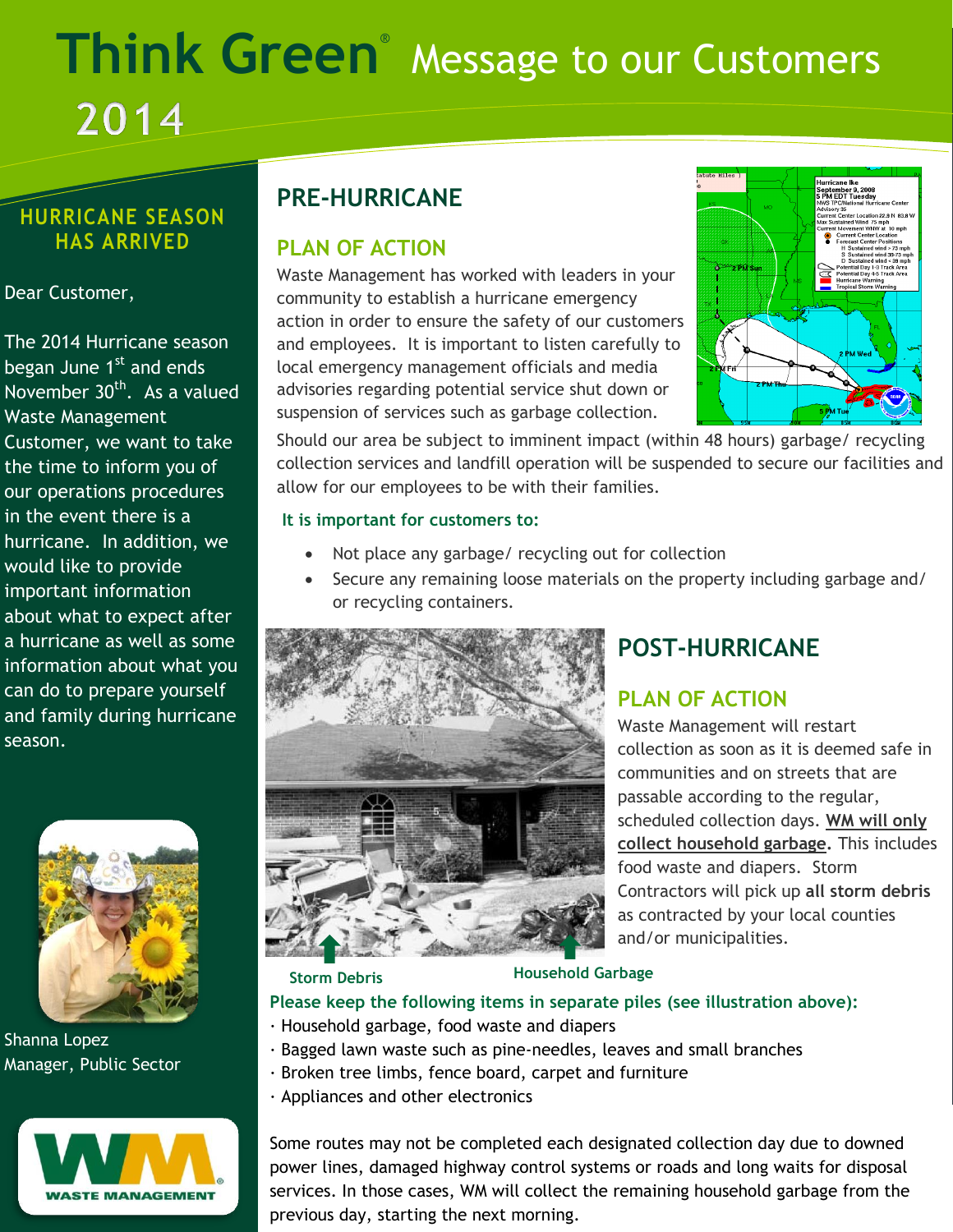# Think Green® Message to our Customers 2014

## HURRICANE SEASON HAS ARRIVED

Dear Customer,

The 2014 Hurricane season began June 1st and ends November 30th. As a valued Waste Management Customer, we want to take the time to inform you of our operations procedures in the event there is a hurricane. In addition, we would like to provide important information about what to expect after a hurricane as well as some information about what you can do to prepare yourself and family during hurricane season.

Shanna Lopez
Manager, Public Sector

## PRE-HURRICANE

### PLAN OF ACTION

Waste Management has worked with leaders in your community to establish a hurricane emergency action in order to ensure the safety of our customers and employees. It is important to listen carefully to local emergency management officials and media advisories regarding potential service shut down or suspension of services such as garbage collection.

Should our area be subject to imminent impact (within 48 hours) garbage/ recycling collection services and landfill operation will be suspended to secure our facilities and allow for our employees to be with their families.

**It is important for customers to:**

- Not place any garbage/ recycling out for collection
- Secure any remaining loose materials on the property including garbage and/ or recycling containers.

## POST-HURRICANE

### PLAN OF ACTION

Waste Management will restart collection as soon as it is deemed safe in communities and on streets that are passable according to the regular, scheduled collection days. **WM will only collect household garbage.** This includes food waste and diapers. Storm Contractors will pick up **all storm debris** as contracted by your local counties and/or municipalities.

Storm Debris — Household Garbage

**Please keep the following items in separate piles (see illustration above):**

- Household garbage, food waste and diapers
- Bagged lawn waste such as pine-needles, leaves and small branches
- Broken tree limbs, fence board, carpet and furniture
- Appliances and other electronics

Some routes may not be completed each designated collection day due to downed power lines, damaged highway control systems or roads and long waits for disposal services. In those cases, WM will collect the remaining household garbage from the previous day, starting the next morning.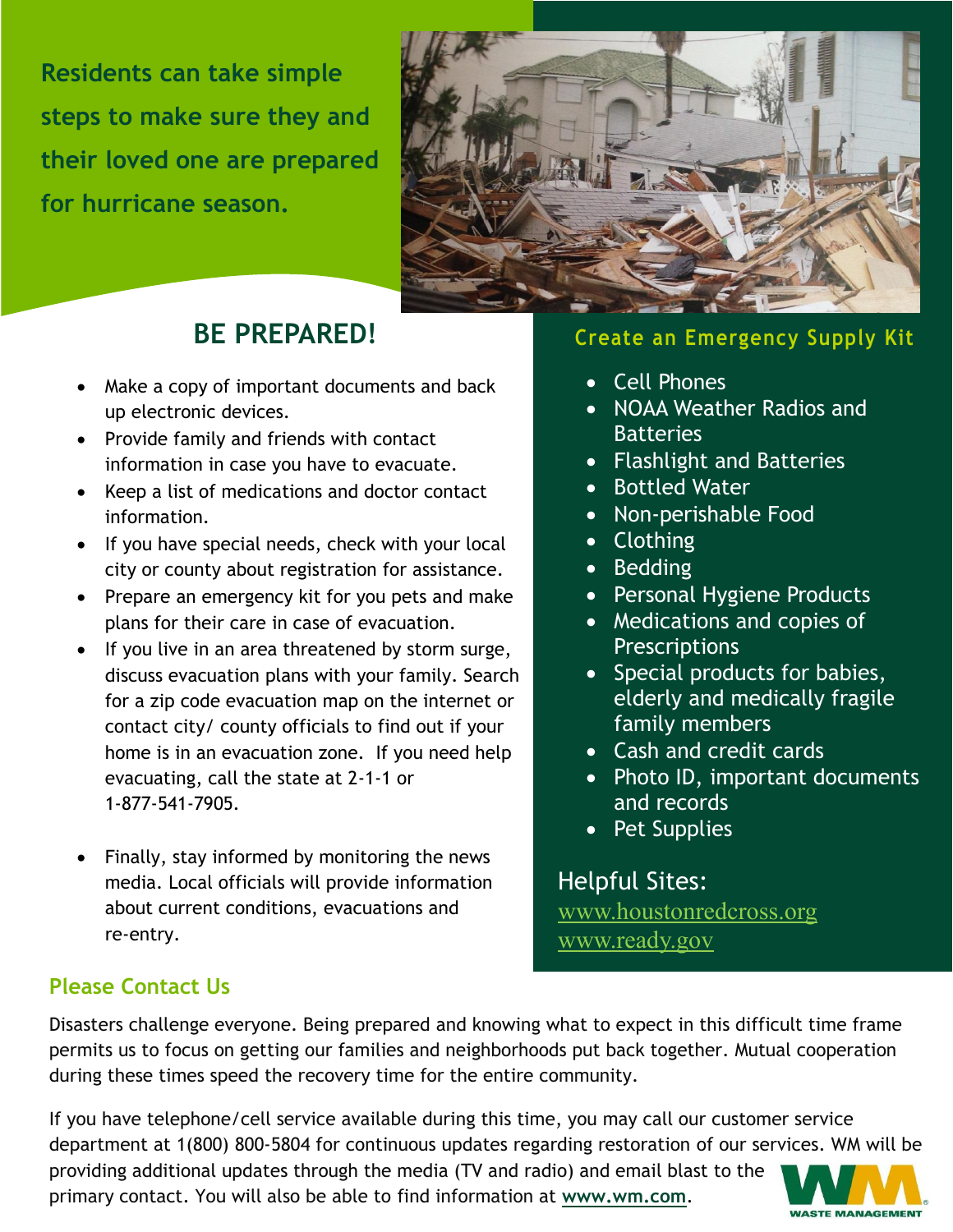Residents can take simple steps to make sure they and their loved one are prepared for hurricane season.

## BE PREPARED!

- Make a copy of important documents and back up electronic devices.
- Provide family and friends with contact information in case you have to evacuate.
- Keep a list of medications and doctor contact information.
- If you have special needs, check with your local city or county about registration for assistance.
- Prepare an emergency kit for you pets and make plans for their care in case of evacuation.
- If you live in an area threatened by storm surge, discuss evacuation plans with your family. Search for a zip code evacuation map on the internet or contact city/ county officials to find out if your home is in an evacuation zone. If you need help evacuating, call the state at 2-1-1 or 1-877-541-7905.
- Finally, stay informed by monitoring the news media. Local officials will provide information about current conditions, evacuations and re-entry.

## Create an Emergency Supply Kit

- Cell Phones
- NOAA Weather Radios and Batteries
- Flashlight and Batteries
- Bottled Water
- Non-perishable Food
- Clothing
- Bedding
- Personal Hygiene Products
- Medications and copies of Prescriptions
- Special products for babies, elderly and medically fragile family members
- Cash and credit cards
- Photo ID, important documents and records
- Pet Supplies

### Helpful Sites:

www.houstonredcross.org
www.ready.gov

## Please Contact Us

Disasters challenge everyone. Being prepared and knowing what to expect in this difficult time frame permits us to focus on getting our families and neighborhoods put back together. Mutual cooperation during these times speed the recovery time for the entire community.

If you have telephone/cell service available during this time, you may call our customer service department at 1(800) 800-5804 for continuous updates regarding restoration of our services. WM will be providing additional updates through the media (TV and radio) and email blast to the primary contact. You will also be able to find information at www.wm.com.

WM WASTE MANAGEMENT